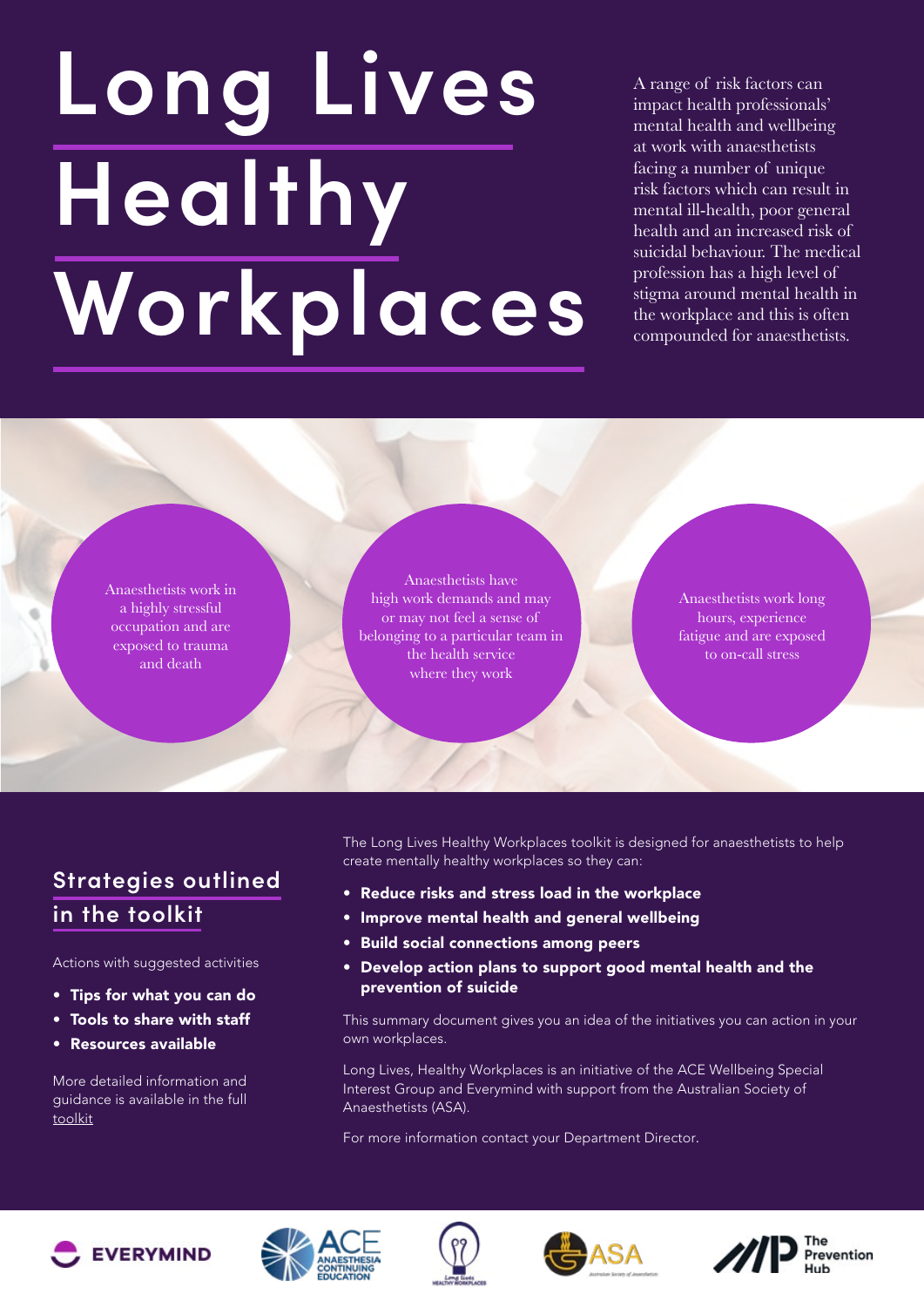# Long Lives Healthy Workplaces

A range of risk factors can impact health professionals' mental health and wellbeing at work with anaesthetists facing a number of unique risk factors which can result in mental ill-health, poor general health and an increased risk of suicidal behaviour. The medical profession has a high level of stigma around mental health in the workplace and this is often compounded for anaesthetists.

Anaesthetists work in a highly stressful occupation and are exposed to trauma and death

Anaesthetists have high work demands and may or may not feel a sense of belonging to a particular team in the health service where they work

Anaesthetists work long hours, experience fatigue and are exposed to on-call stress

## Strategies outlined in the toolkit

Actions with suggested activities

- **Tips for what you can do**
- **Tools to share with staff**
- **Resources available**

More detailed information and guidance is available in the full toolkit

The Long Lives Healthy Workplaces toolkit is designed for anaesthetists to help create mentally healthy workplaces so they can:

- **Reduce risks and stress load in the workplace**
- **Improve mental health and general wellbeing**
- **Build social connections among peers**
- **Develop action plans to support good mental health and the prevention of suicide**

This summary document gives you an idea of the initiatives you can action in your own workplaces.

Long Lives, Healthy Workplaces is an initiative of the ACE Wellbeing Special Interest Group and Everymind with support from the Australian Society of Anaesthetists (ASA).

For more information contact your Department Director.

EVERYMIND | ACE Anaesthesia Continuing Education | Long Lives Healthy Workplaces | ASA Australian Society of Anaesthetists | The Prevention Hub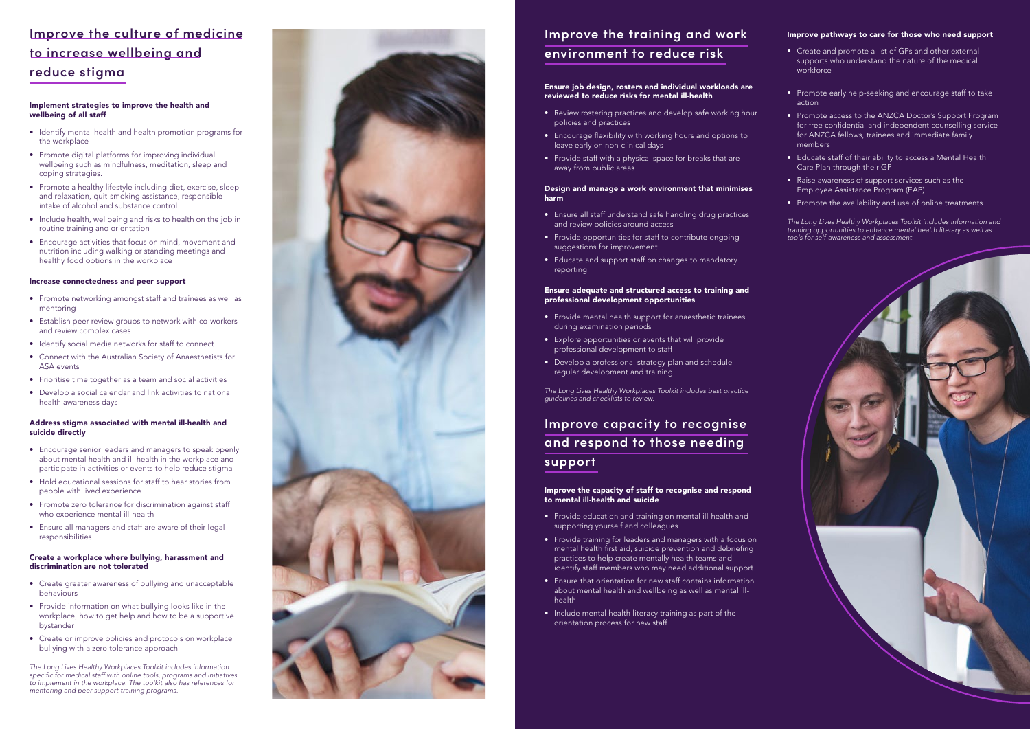# Improve the culture of medicine to increase wellbeing and reduce stigma

### Implement strategies to improve the health and wellbeing of all staff

- Identify mental health and health promotion programs for the workplace
- Promote digital platforms for improving individual wellbeing such as mindfulness, meditation, sleep and coping strategies.
- Promote a healthy lifestyle including diet, exercise, sleep and relaxation, quit-smoking assistance, responsible intake of alcohol and substance control.
- Include health, wellbeing and risks to health on the job in routine training and orientation
- Encourage activities that focus on mind, movement and nutrition including walking or standing meetings and healthy food options in the workplace

### Increase connectedness and peer support

- Promote networking amongst staff and trainees as well as mentoring
- Establish peer review groups to network with co-workers and review complex cases
- Identify social media networks for staff to connect
- Connect with the Australian Society of Anaesthetists for ASA events
- Prioritise time together as a team and social activities
- Develop a social calendar and link activities to national health awareness days

### Address stigma associated with mental ill-health and suicide directly

- Encourage senior leaders and managers to speak openly about mental health and ill-health in the workplace and participate in activities or events to help reduce stigma
- Hold educational sessions for staff to hear stories from people with lived experience
- Promote zero tolerance for discrimination against staff who experience mental ill-health
- Ensure all managers and staff are aware of their legal responsibilities

### Create a workplace where bullying, harassment and discrimination are not tolerated

- Create greater awareness of bullying and unacceptable behaviours
- Provide information on what bullying looks like in the workplace, how to get help and how to be a supportive bystander
- Create or improve policies and protocols on workplace bullying with a zero tolerance approach

*The Long Lives Healthy Workplaces Toolkit includes information specific for medical staff with online tools, programs and initiatives to implement in the workplace. The toolkit also has references for mentoring and peer support training programs.*

# Improve the training and work environment to reduce risk

### Ensure job design, rosters and individual workloads are reviewed to reduce risks for mental ill-health

- Review rostering practices and develop safe working hour policies and practices
- Encourage flexibility with working hours and options to leave early on non-clinical days
- Provide staff with a physical space for breaks that are away from public areas

### Design and manage a work environment that minimises harm

- Ensure all staff understand safe handling drug practices and review policies around access
- Provide opportunities for staff to contribute ongoing suggestions for improvement
- Educate and support staff on changes to mandatory reporting

### Ensure adequate and structured access to training and professional development opportunities

- Provide mental health support for anaesthetic trainees during examination periods
- Explore opportunities or events that will provide professional development to staff
- Develop a professional strategy plan and schedule regular development and training

*The Long Lives Healthy Workplaces Toolkit includes best practice guidelines and checklists to review.*

# Improve capacity to recognise and respond to those needing support

### Improve the capacity of staff to recognise and respond to mental ill-health and suicide

- Provide education and training on mental ill-health and supporting yourself and colleagues
- Provide training for leaders and managers with a focus on mental health first aid, suicide prevention and debriefing practices to help create mentally health teams and identify staff members who may need additional support.
- Ensure that orientation for new staff contains information about mental health and wellbeing as well as mental ill-health
- Include mental health literacy training as part of the orientation process for new staff

### Improve pathways to care for those who need support

- Create and promote a list of GPs and other external supports who understand the nature of the medical workforce
- Promote early help-seeking and encourage staff to take action
- Promote access to the ANZCA Doctor's Support Program for free confidential and independent counselling service for ANZCA fellows, trainees and immediate family members
- Educate staff of their ability to access a Mental Health Care Plan through their GP
- Raise awareness of support services such as the Employee Assistance Program (EAP)
- Promote the availability and use of online treatments

*The Long Lives Healthy Workplaces Toolkit includes information and training opportunities to enhance mental health literacy as well as tools for self-awareness and assessment.*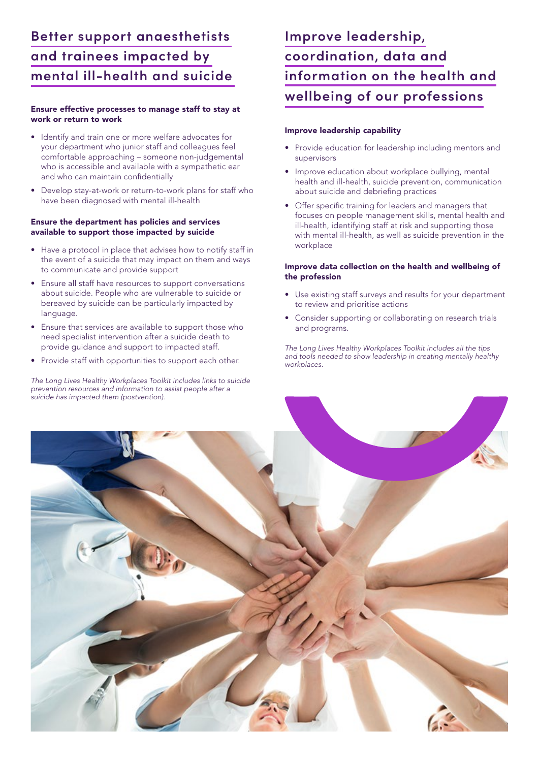## Better support anaesthetists and trainees impacted by mental ill-health and suicide

**Ensure effective processes to manage staff to stay at work or return to work**

- Identify and train one or more welfare advocates for your department who junior staff and colleagues feel comfortable approaching – someone non-judgemental who is accessible and available with a sympathetic ear and who can maintain confidentially
- Develop stay-at-work or return-to-work plans for staff who have been diagnosed with mental ill-health

**Ensure the department has policies and services available to support those impacted by suicide**

- Have a protocol in place that advises how to notify staff in the event of a suicide that may impact on them and ways to communicate and provide support
- Ensure all staff have resources to support conversations about suicide. People who are vulnerable to suicide or bereaved by suicide can be particularly impacted by language.
- Ensure that services are available to support those who need specialist intervention after a suicide death to provide guidance and support to impacted staff.
- Provide staff with opportunities to support each other.

*The Long Lives Healthy Workplaces Toolkit includes links to suicide prevention resources and information to assist people after a suicide has impacted them (postvention).*

## Improve leadership, coordination, data and information on the health and wellbeing of our professions

**Improve leadership capability**

- Provide education for leadership including mentors and supervisors
- Improve education about workplace bullying, mental health and ill-health, suicide prevention, communication about suicide and debriefing practices
- Offer specific training for leaders and managers that focuses on people management skills, mental health and ill-health, identifying staff at risk and supporting those with mental ill-health, as well as suicide prevention in the workplace

**Improve data collection on the health and wellbeing of the profession**

- Use existing staff surveys and results for your department to review and prioritise actions
- Consider supporting or collaborating on research trials and programs.

*The Long Lives Healthy Workplaces Toolkit includes all the tips and tools needed to show leadership in creating mentally healthy workplaces.*